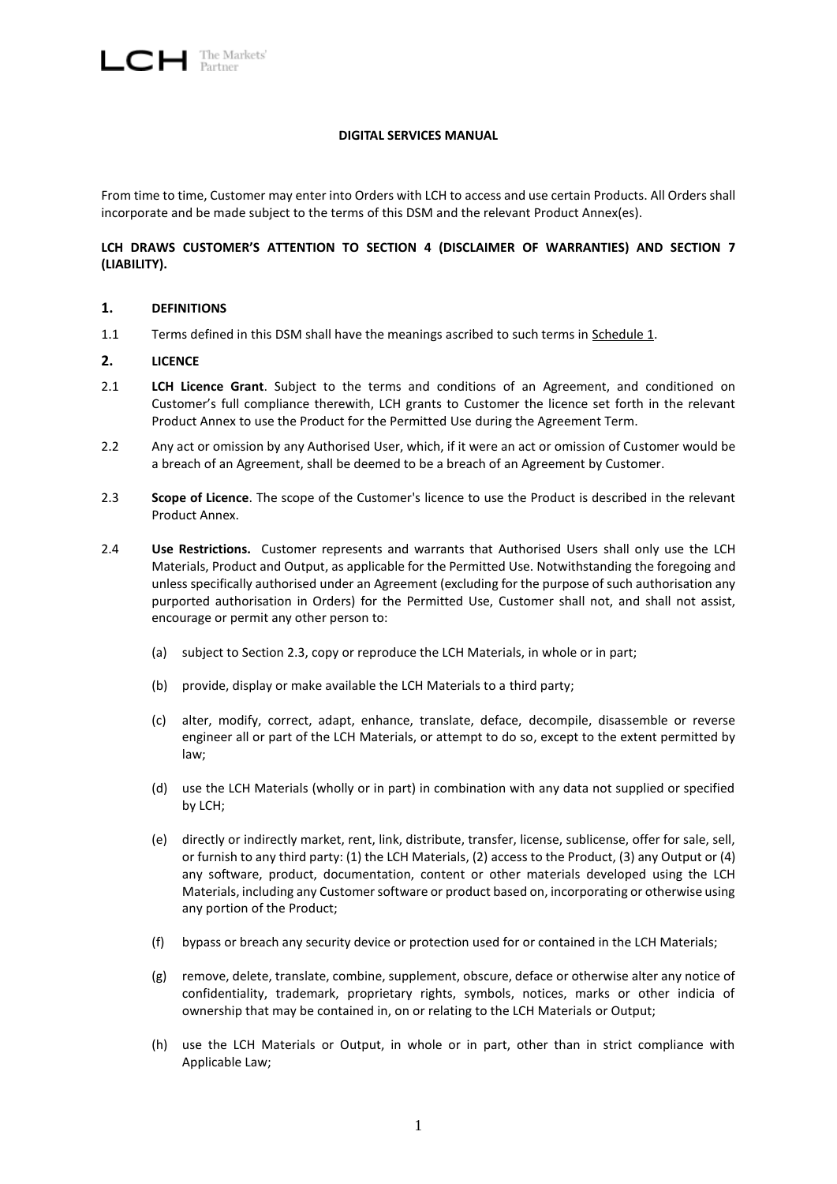# DIGITAL SERVICES MANUAL

From time to time, Customer may enter into Orders with LCH to access and use certain Products. All Orders shall incorporate and be made subject to the terms of this DSM and the relevant Product Annex(es).

**LCH DRAWS CUSTOMER'S ATTENTION TO SECTION 4 (DISCLAIMER OF WARRANTIES) AND SECTION 7 (LIABILITY).**

## 1. DEFINITIONS

1.1 Terms defined in this DSM shall have the meanings ascribed to such terms in Schedule 1.

## 2. LICENCE

2.1 **LCH Licence Grant**. Subject to the terms and conditions of an Agreement, and conditioned on Customer's full compliance therewith, LCH grants to Customer the licence set forth in the relevant Product Annex to use the Product for the Permitted Use during the Agreement Term.

2.2 Any act or omission by any Authorised User, which, if it were an act or omission of Customer would be a breach of an Agreement, shall be deemed to be a breach of an Agreement by Customer.

2.3 **Scope of Licence**. The scope of the Customer's licence to use the Product is described in the relevant Product Annex.

2.4 **Use Restrictions.** Customer represents and warrants that Authorised Users shall only use the LCH Materials, Product and Output, as applicable for the Permitted Use. Notwithstanding the foregoing and unless specifically authorised under an Agreement (excluding for the purpose of such authorisation any purported authorisation in Orders) for the Permitted Use, Customer shall not, and shall not assist, encourage or permit any other person to:

(a) subject to Section 2.3, copy or reproduce the LCH Materials, in whole or in part;

(b) provide, display or make available the LCH Materials to a third party;

(c) alter, modify, correct, adapt, enhance, translate, deface, decompile, disassemble or reverse engineer all or part of the LCH Materials, or attempt to do so, except to the extent permitted by law;

(d) use the LCH Materials (wholly or in part) in combination with any data not supplied or specified by LCH;

(e) directly or indirectly market, rent, link, distribute, transfer, license, sublicense, offer for sale, sell, or furnish to any third party: (1) the LCH Materials, (2) access to the Product, (3) any Output or (4) any software, product, documentation, content or other materials developed using the LCH Materials, including any Customer software or product based on, incorporating or otherwise using any portion of the Product;

(f) bypass or breach any security device or protection used for or contained in the LCH Materials;

(g) remove, delete, translate, combine, supplement, obscure, deface or otherwise alter any notice of confidentiality, trademark, proprietary rights, symbols, notices, marks or other indicia of ownership that may be contained in, on or relating to the LCH Materials or Output;

(h) use the LCH Materials or Output, in whole or in part, other than in strict compliance with Applicable Law;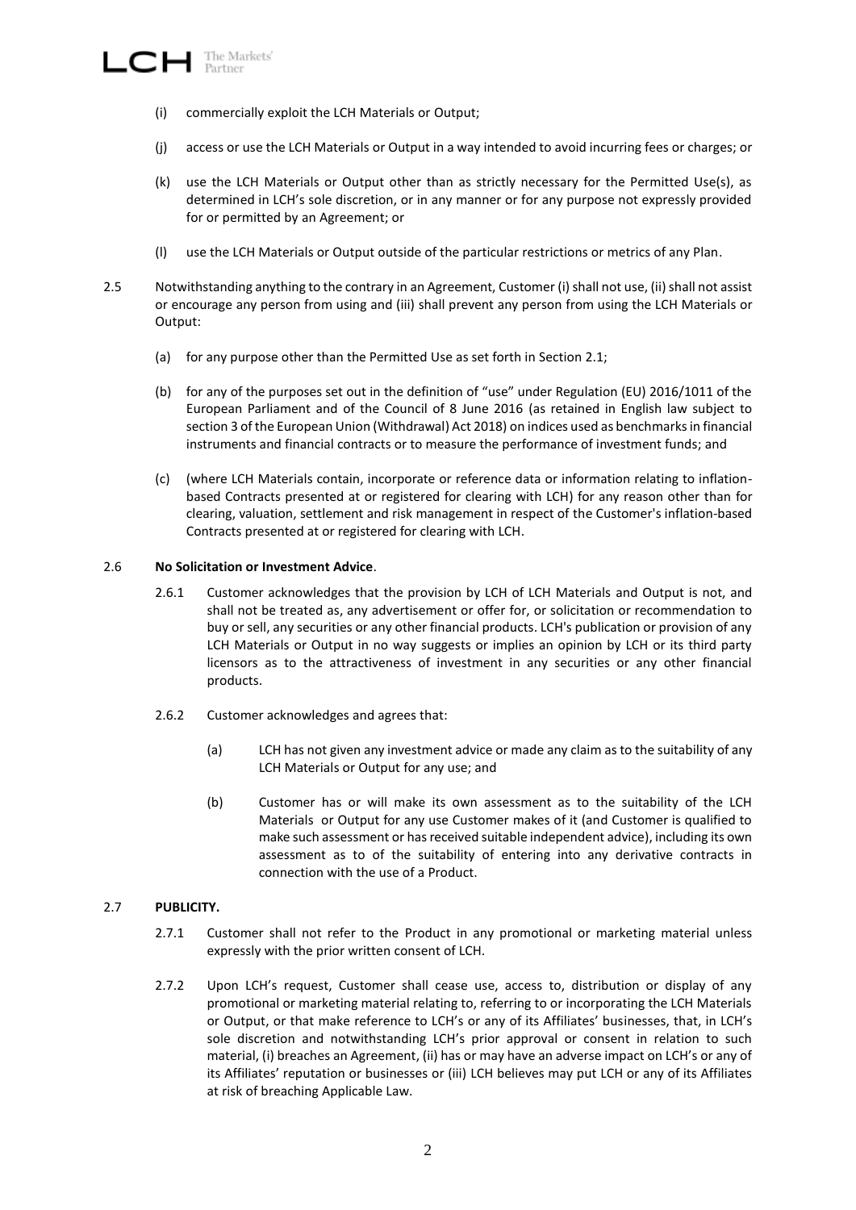(i) commercially exploit the LCH Materials or Output;

(j) access or use the LCH Materials or Output in a way intended to avoid incurring fees or charges; or

(k) use the LCH Materials or Output other than as strictly necessary for the Permitted Use(s), as determined in LCH's sole discretion, or in any manner or for any purpose not expressly provided for or permitted by an Agreement; or

(l) use the LCH Materials or Output outside of the particular restrictions or metrics of any Plan.

2.5 Notwithstanding anything to the contrary in an Agreement, Customer (i) shall not use, (ii) shall not assist or encourage any person from using and (iii) shall prevent any person from using the LCH Materials or Output:

(a) for any purpose other than the Permitted Use as set forth in Section 2.1;

(b) for any of the purposes set out in the definition of "use" under Regulation (EU) 2016/1011 of the European Parliament and of the Council of 8 June 2016 (as retained in English law subject to section 3 of the European Union (Withdrawal) Act 2018) on indices used as benchmarks in financial instruments and financial contracts or to measure the performance of investment funds; and

(c) (where LCH Materials contain, incorporate or reference data or information relating to inflation-based Contracts presented at or registered for clearing with LCH) for any reason other than for clearing, valuation, settlement and risk management in respect of the Customer's inflation-based Contracts presented at or registered for clearing with LCH.

2.6 **No Solicitation or Investment Advice**.

2.6.1 Customer acknowledges that the provision by LCH of LCH Materials and Output is not, and shall not be treated as, any advertisement or offer for, or solicitation or recommendation to buy or sell, any securities or any other financial products. LCH's publication or provision of any LCH Materials or Output in no way suggests or implies an opinion by LCH or its third party licensors as to the attractiveness of investment in any securities or any other financial products.

2.6.2 Customer acknowledges and agrees that:

(a) LCH has not given any investment advice or made any claim as to the suitability of any LCH Materials or Output for any use; and

(b) Customer has or will make its own assessment as to the suitability of the LCH Materials or Output for any use Customer makes of it (and Customer is qualified to make such assessment or has received suitable independent advice), including its own assessment as to of the suitability of entering into any derivative contracts in connection with the use of a Product.

2.7 **PUBLICITY.**

2.7.1 Customer shall not refer to the Product in any promotional or marketing material unless expressly with the prior written consent of LCH.

2.7.2 Upon LCH's request, Customer shall cease use, access to, distribution or display of any promotional or marketing material relating to, referring to or incorporating the LCH Materials or Output, or that make reference to LCH's or any of its Affiliates' businesses, that, in LCH's sole discretion and notwithstanding LCH's prior approval or consent in relation to such material, (i) breaches an Agreement, (ii) has or may have an adverse impact on LCH's or any of its Affiliates' reputation or businesses or (iii) LCH believes may put LCH or any of its Affiliates at risk of breaching Applicable Law.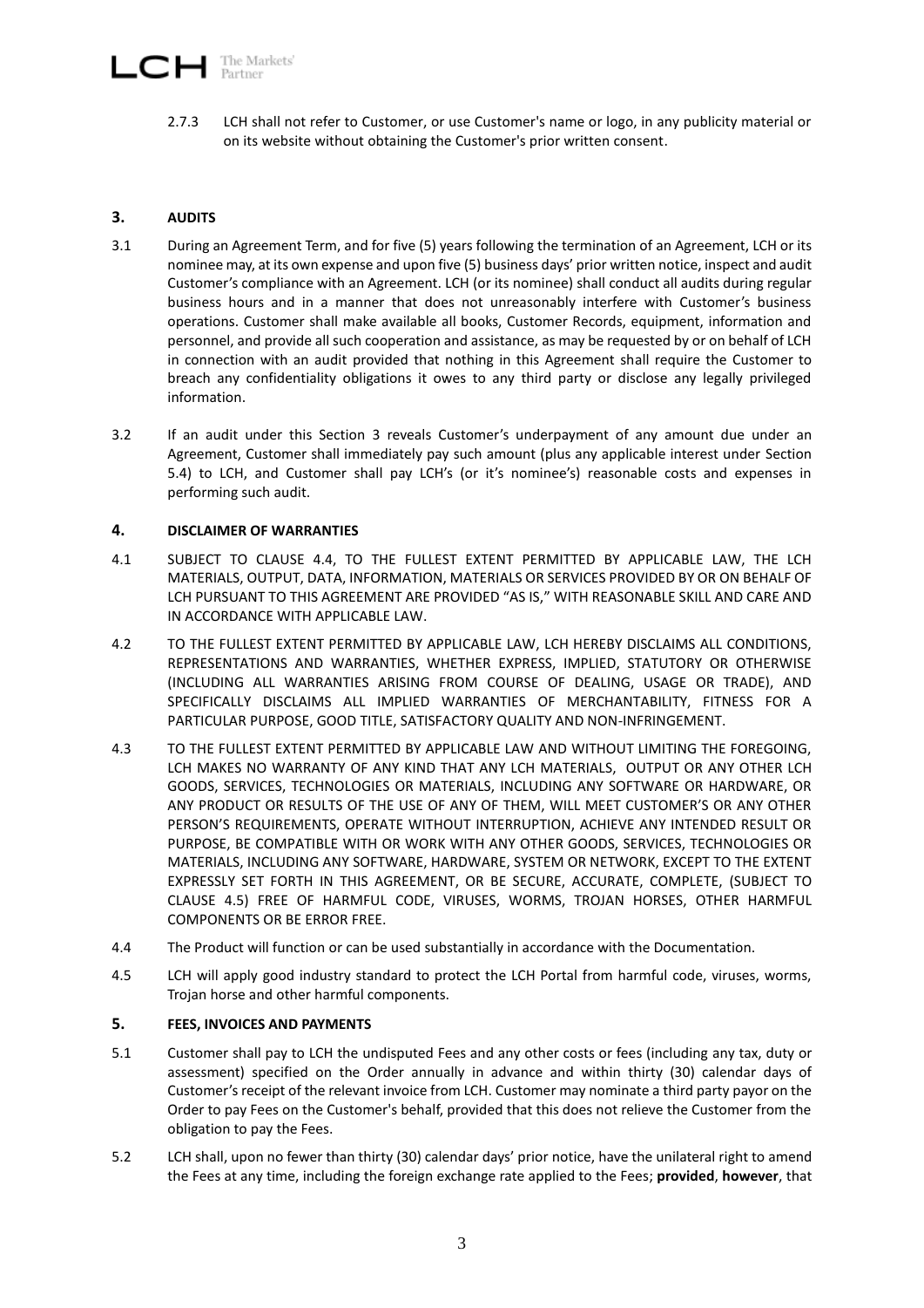2.7.3 LCH shall not refer to Customer, or use Customer's name or logo, in any publicity material or on its website without obtaining the Customer's prior written consent.

## 3. AUDITS

3.1 During an Agreement Term, and for five (5) years following the termination of an Agreement, LCH or its nominee may, at its own expense and upon five (5) business days' prior written notice, inspect and audit Customer's compliance with an Agreement. LCH (or its nominee) shall conduct all audits during regular business hours and in a manner that does not unreasonably interfere with Customer's business operations. Customer shall make available all books, Customer Records, equipment, information and personnel, and provide all such cooperation and assistance, as may be requested by or on behalf of LCH in connection with an audit provided that nothing in this Agreement shall require the Customer to breach any confidentiality obligations it owes to any third party or disclose any legally privileged information.

3.2 If an audit under this Section 3 reveals Customer's underpayment of any amount due under an Agreement, Customer shall immediately pay such amount (plus any applicable interest under Section 5.4) to LCH, and Customer shall pay LCH's (or it's nominee's) reasonable costs and expenses in performing such audit.

## 4. DISCLAIMER OF WARRANTIES

4.1 SUBJECT TO CLAUSE 4.4, TO THE FULLEST EXTENT PERMITTED BY APPLICABLE LAW, THE LCH MATERIALS, OUTPUT, DATA, INFORMATION, MATERIALS OR SERVICES PROVIDED BY OR ON BEHALF OF LCH PURSUANT TO THIS AGREEMENT ARE PROVIDED "AS IS," WITH REASONABLE SKILL AND CARE AND IN ACCORDANCE WITH APPLICABLE LAW.

4.2 TO THE FULLEST EXTENT PERMITTED BY APPLICABLE LAW, LCH HEREBY DISCLAIMS ALL CONDITIONS, REPRESENTATIONS AND WARRANTIES, WHETHER EXPRESS, IMPLIED, STATUTORY OR OTHERWISE (INCLUDING ALL WARRANTIES ARISING FROM COURSE OF DEALING, USAGE OR TRADE), AND SPECIFICALLY DISCLAIMS ALL IMPLIED WARRANTIES OF MERCHANTABILITY, FITNESS FOR A PARTICULAR PURPOSE, GOOD TITLE, SATISFACTORY QUALITY AND NON-INFRINGEMENT.

4.3 TO THE FULLEST EXTENT PERMITTED BY APPLICABLE LAW AND WITHOUT LIMITING THE FOREGOING, LCH MAKES NO WARRANTY OF ANY KIND THAT ANY LCH MATERIALS, OUTPUT OR ANY OTHER LCH GOODS, SERVICES, TECHNOLOGIES OR MATERIALS, INCLUDING ANY SOFTWARE OR HARDWARE, OR ANY PRODUCT OR RESULTS OF THE USE OF ANY OF THEM, WILL MEET CUSTOMER'S OR ANY OTHER PERSON'S REQUIREMENTS, OPERATE WITHOUT INTERRUPTION, ACHIEVE ANY INTENDED RESULT OR PURPOSE, BE COMPATIBLE WITH OR WORK WITH ANY OTHER GOODS, SERVICES, TECHNOLOGIES OR MATERIALS, INCLUDING ANY SOFTWARE, HARDWARE, SYSTEM OR NETWORK, EXCEPT TO THE EXTENT EXPRESSLY SET FORTH IN THIS AGREEMENT, OR BE SECURE, ACCURATE, COMPLETE, (SUBJECT TO CLAUSE 4.5) FREE OF HARMFUL CODE, VIRUSES, WORMS, TROJAN HORSES, OTHER HARMFUL COMPONENTS OR BE ERROR FREE.

4.4 The Product will function or can be used substantially in accordance with the Documentation.

4.5 LCH will apply good industry standard to protect the LCH Portal from harmful code, viruses, worms, Trojan horse and other harmful components.

## 5. FEES, INVOICES AND PAYMENTS

5.1 Customer shall pay to LCH the undisputed Fees and any other costs or fees (including any tax, duty or assessment) specified on the Order annually in advance and within thirty (30) calendar days of Customer's receipt of the relevant invoice from LCH. Customer may nominate a third party payor on the Order to pay Fees on the Customer's behalf, provided that this does not relieve the Customer from the obligation to pay the Fees.

5.2 LCH shall, upon no fewer than thirty (30) calendar days' prior notice, have the unilateral right to amend the Fees at any time, including the foreign exchange rate applied to the Fees; **provided**, **however**, that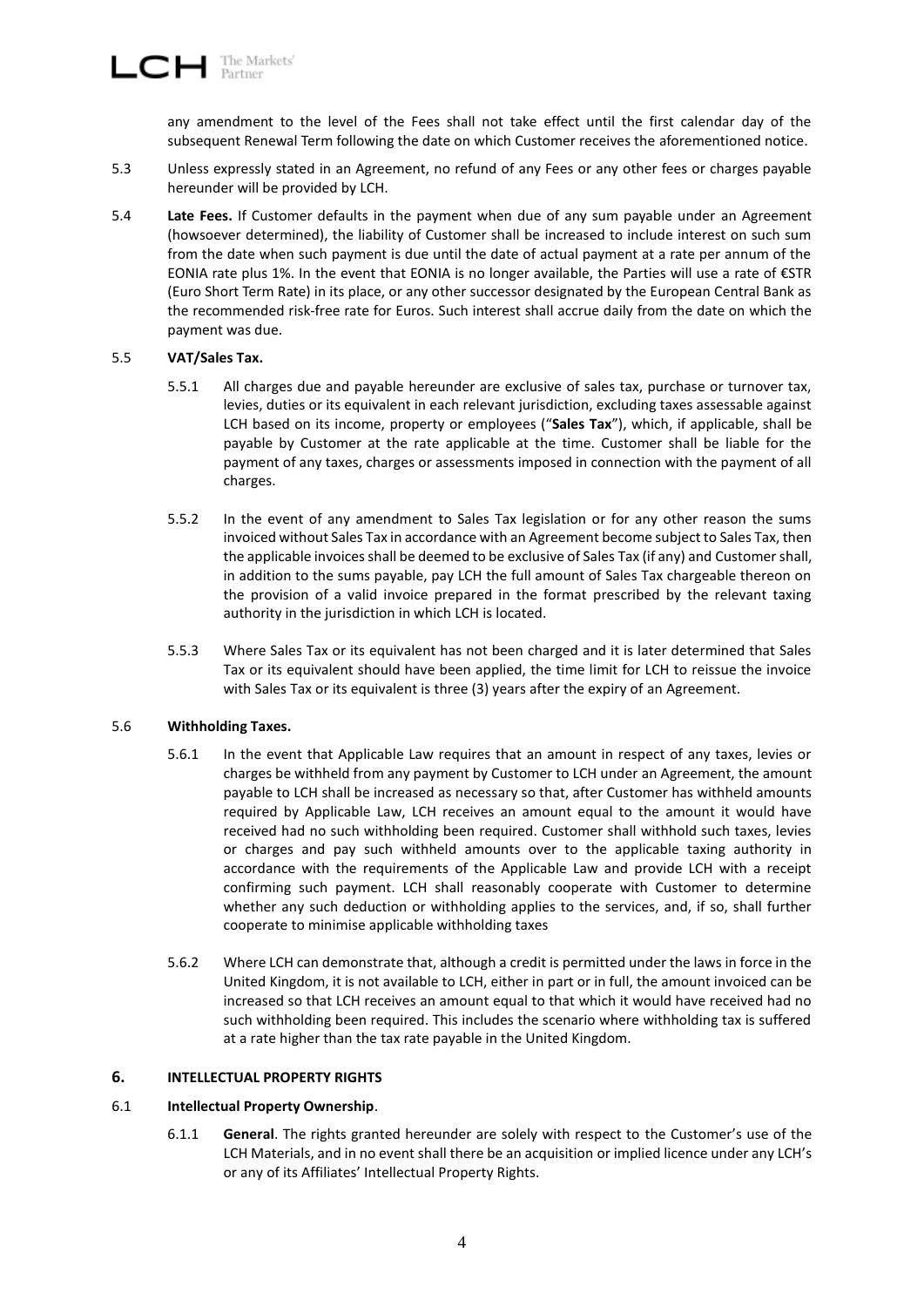any amendment to the level of the Fees shall not take effect until the first calendar day of the subsequent Renewal Term following the date on which Customer receives the aforementioned notice.

5.3 Unless expressly stated in an Agreement, no refund of any Fees or any other fees or charges payable hereunder will be provided by LCH.

5.4 **Late Fees.** If Customer defaults in the payment when due of any sum payable under an Agreement (howsoever determined), the liability of Customer shall be increased to include interest on such sum from the date when such payment is due until the date of actual payment at a rate per annum of the EONIA rate plus 1%. In the event that EONIA is no longer available, the Parties will use a rate of €STR (Euro Short Term Rate) in its place, or any other successor designated by the European Central Bank as the recommended risk-free rate for Euros. Such interest shall accrue daily from the date on which the payment was due.

5.5 **VAT/Sales Tax.**

5.5.1 All charges due and payable hereunder are exclusive of sales tax, purchase or turnover tax, levies, duties or its equivalent in each relevant jurisdiction, excluding taxes assessable against LCH based on its income, property or employees ("**Sales Tax**"), which, if applicable, shall be payable by Customer at the rate applicable at the time. Customer shall be liable for the payment of any taxes, charges or assessments imposed in connection with the payment of all charges.

5.5.2 In the event of any amendment to Sales Tax legislation or for any other reason the sums invoiced without Sales Tax in accordance with an Agreement become subject to Sales Tax, then the applicable invoices shall be deemed to be exclusive of Sales Tax (if any) and Customer shall, in addition to the sums payable, pay LCH the full amount of Sales Tax chargeable thereon on the provision of a valid invoice prepared in the format prescribed by the relevant taxing authority in the jurisdiction in which LCH is located.

5.5.3 Where Sales Tax or its equivalent has not been charged and it is later determined that Sales Tax or its equivalent should have been applied, the time limit for LCH to reissue the invoice with Sales Tax or its equivalent is three (3) years after the expiry of an Agreement.

5.6 **Withholding Taxes.**

5.6.1 In the event that Applicable Law requires that an amount in respect of any taxes, levies or charges be withheld from any payment by Customer to LCH under an Agreement, the amount payable to LCH shall be increased as necessary so that, after Customer has withheld amounts required by Applicable Law, LCH receives an amount equal to the amount it would have received had no such withholding been required. Customer shall withhold such taxes, levies or charges and pay such withheld amounts over to the applicable taxing authority in accordance with the requirements of the Applicable Law and provide LCH with a receipt confirming such payment. LCH shall reasonably cooperate with Customer to determine whether any such deduction or withholding applies to the services, and, if so, shall further cooperate to minimise applicable withholding taxes

5.6.2 Where LCH can demonstrate that, although a credit is permitted under the laws in force in the United Kingdom, it is not available to LCH, either in part or in full, the amount invoiced can be increased so that LCH receives an amount equal to that which it would have received had no such withholding been required. This includes the scenario where withholding tax is suffered at a rate higher than the tax rate payable in the United Kingdom.

## 6. INTELLECTUAL PROPERTY RIGHTS

6.1 **Intellectual Property Ownership**.

6.1.1 **General**. The rights granted hereunder are solely with respect to the Customer's use of the LCH Materials, and in no event shall there be an acquisition or implied licence under any LCH's or any of its Affiliates' Intellectual Property Rights.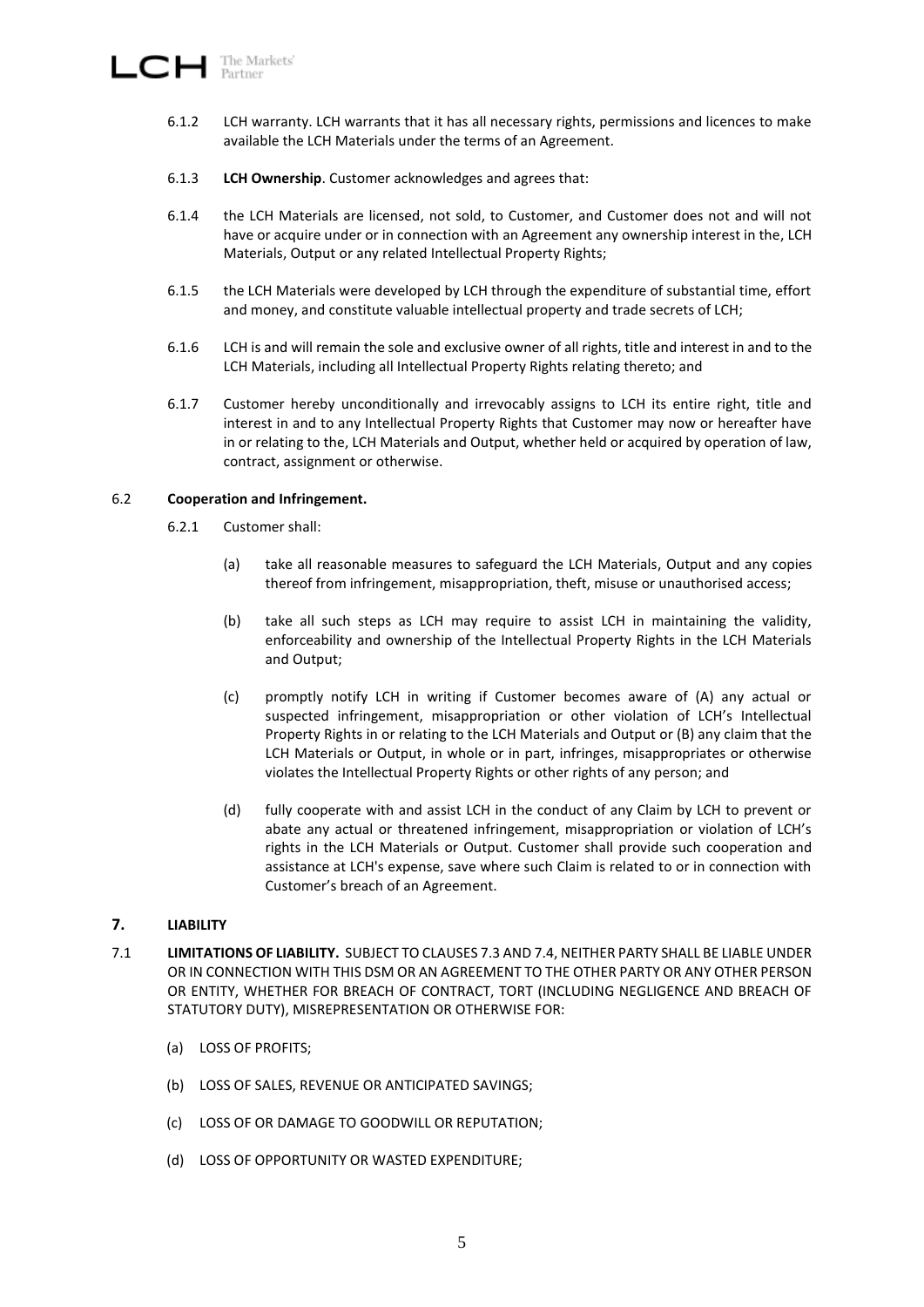6.1.2 LCH warranty. LCH warrants that it has all necessary rights, permissions and licences to make available the LCH Materials under the terms of an Agreement.

6.1.3 **LCH Ownership**. Customer acknowledges and agrees that:

6.1.4 the LCH Materials are licensed, not sold, to Customer, and Customer does not and will not have or acquire under or in connection with an Agreement any ownership interest in the, LCH Materials, Output or any related Intellectual Property Rights;

6.1.5 the LCH Materials were developed by LCH through the expenditure of substantial time, effort and money, and constitute valuable intellectual property and trade secrets of LCH;

6.1.6 LCH is and will remain the sole and exclusive owner of all rights, title and interest in and to the LCH Materials, including all Intellectual Property Rights relating thereto; and

6.1.7 Customer hereby unconditionally and irrevocably assigns to LCH its entire right, title and interest in and to any Intellectual Property Rights that Customer may now or hereafter have in or relating to the, LCH Materials and Output, whether held or acquired by operation of law, contract, assignment or otherwise.

6.2 **Cooperation and Infringement.**

6.2.1 Customer shall:

(a) take all reasonable measures to safeguard the LCH Materials, Output and any copies thereof from infringement, misappropriation, theft, misuse or unauthorised access;

(b) take all such steps as LCH may require to assist LCH in maintaining the validity, enforceability and ownership of the Intellectual Property Rights in the LCH Materials and Output;

(c) promptly notify LCH in writing if Customer becomes aware of (A) any actual or suspected infringement, misappropriation or other violation of LCH's Intellectual Property Rights in or relating to the LCH Materials and Output or (B) any claim that the LCH Materials or Output, in whole or in part, infringes, misappropriates or otherwise violates the Intellectual Property Rights or other rights of any person; and

(d) fully cooperate with and assist LCH in the conduct of any Claim by LCH to prevent or abate any actual or threatened infringement, misappropriation or violation of LCH's rights in the LCH Materials or Output. Customer shall provide such cooperation and assistance at LCH's expense, save where such Claim is related to or in connection with Customer's breach of an Agreement.

## 7. LIABILITY

7.1 **LIMITATIONS OF LIABILITY.** SUBJECT TO CLAUSES 7.3 AND 7.4, NEITHER PARTY SHALL BE LIABLE UNDER OR IN CONNECTION WITH THIS DSM OR AN AGREEMENT TO THE OTHER PARTY OR ANY OTHER PERSON OR ENTITY, WHETHER FOR BREACH OF CONTRACT, TORT (INCLUDING NEGLIGENCE AND BREACH OF STATUTORY DUTY), MISREPRESENTATION OR OTHERWISE FOR:

(a) LOSS OF PROFITS;

(b) LOSS OF SALES, REVENUE OR ANTICIPATED SAVINGS;

(c) LOSS OF OR DAMAGE TO GOODWILL OR REPUTATION;

(d) LOSS OF OPPORTUNITY OR WASTED EXPENDITURE;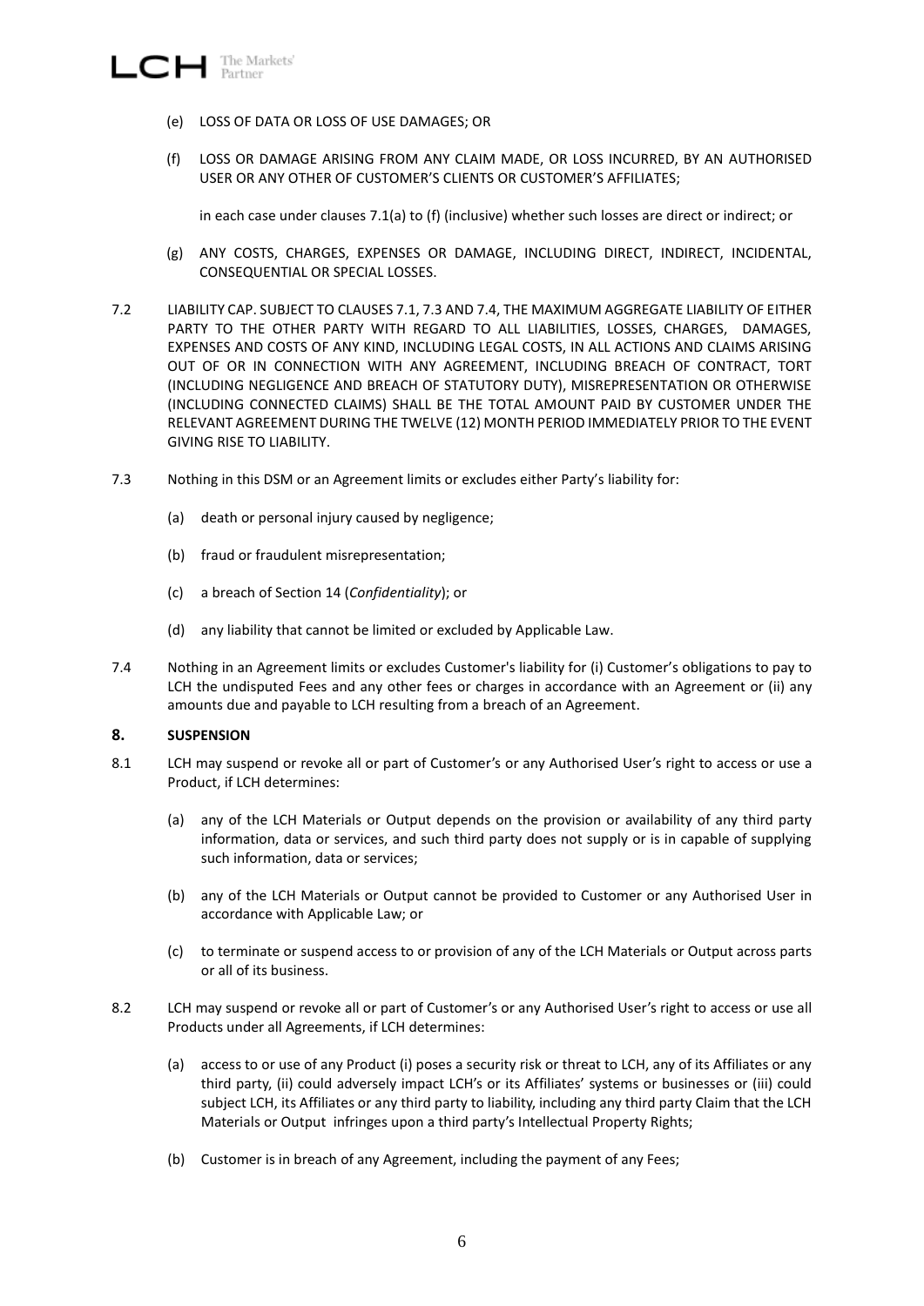(e) LOSS OF DATA OR LOSS OF USE DAMAGES; OR

(f) LOSS OR DAMAGE ARISING FROM ANY CLAIM MADE, OR LOSS INCURRED, BY AN AUTHORISED USER OR ANY OTHER OF CUSTOMER'S CLIENTS OR CUSTOMER'S AFFILIATES;

in each case under clauses 7.1(a) to (f) (inclusive) whether such losses are direct or indirect; or

(g) ANY COSTS, CHARGES, EXPENSES OR DAMAGE, INCLUDING DIRECT, INDIRECT, INCIDENTAL, CONSEQUENTIAL OR SPECIAL LOSSES.

7.2 LIABILITY CAP. SUBJECT TO CLAUSES 7.1, 7.3 AND 7.4, THE MAXIMUM AGGREGATE LIABILITY OF EITHER PARTY TO THE OTHER PARTY WITH REGARD TO ALL LIABILITIES, LOSSES, CHARGES, DAMAGES, EXPENSES AND COSTS OF ANY KIND, INCLUDING LEGAL COSTS, IN ALL ACTIONS AND CLAIMS ARISING OUT OF OR IN CONNECTION WITH ANY AGREEMENT, INCLUDING BREACH OF CONTRACT, TORT (INCLUDING NEGLIGENCE AND BREACH OF STATUTORY DUTY), MISREPRESENTATION OR OTHERWISE (INCLUDING CONNECTED CLAIMS) SHALL BE THE TOTAL AMOUNT PAID BY CUSTOMER UNDER THE RELEVANT AGREEMENT DURING THE TWELVE (12) MONTH PERIOD IMMEDIATELY PRIOR TO THE EVENT GIVING RISE TO LIABILITY.

7.3 Nothing in this DSM or an Agreement limits or excludes either Party's liability for:

(a) death or personal injury caused by negligence;

(b) fraud or fraudulent misrepresentation;

(c) a breach of Section 14 (*Confidentiality*); or

(d) any liability that cannot be limited or excluded by Applicable Law.

7.4 Nothing in an Agreement limits or excludes Customer's liability for (i) Customer's obligations to pay to LCH the undisputed Fees and any other fees or charges in accordance with an Agreement or (ii) any amounts due and payable to LCH resulting from a breach of an Agreement.

## 8. SUSPENSION

8.1 LCH may suspend or revoke all or part of Customer's or any Authorised User's right to access or use a Product, if LCH determines:

(a) any of the LCH Materials or Output depends on the provision or availability of any third party information, data or services, and such third party does not supply or is in capable of supplying such information, data or services;

(b) any of the LCH Materials or Output cannot be provided to Customer or any Authorised User in accordance with Applicable Law; or

(c) to terminate or suspend access to or provision of any of the LCH Materials or Output across parts or all of its business.

8.2 LCH may suspend or revoke all or part of Customer's or any Authorised User's right to access or use all Products under all Agreements, if LCH determines:

(a) access to or use of any Product (i) poses a security risk or threat to LCH, any of its Affiliates or any third party, (ii) could adversely impact LCH's or its Affiliates' systems or businesses or (iii) could subject LCH, its Affiliates or any third party to liability, including any third party Claim that the LCH Materials or Output infringes upon a third party's Intellectual Property Rights;

(b) Customer is in breach of any Agreement, including the payment of any Fees;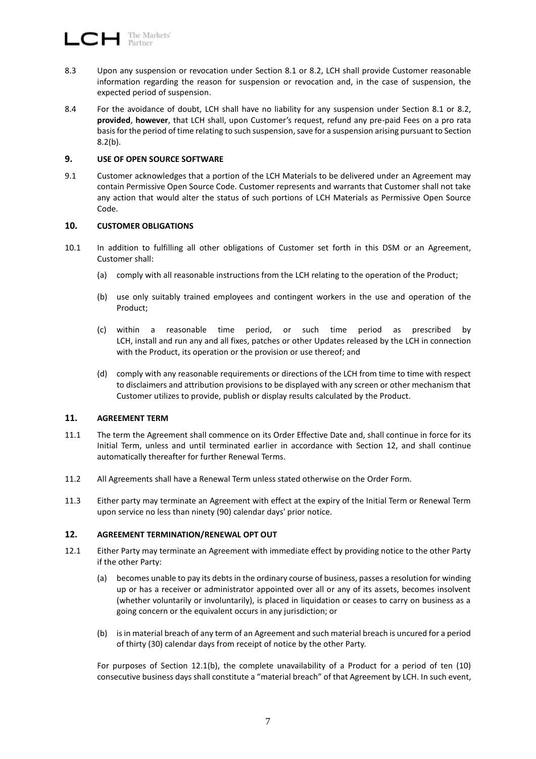8.3 Upon any suspension or revocation under Section 8.1 or 8.2, LCH shall provide Customer reasonable information regarding the reason for suspension or revocation and, in the case of suspension, the expected period of suspension.

8.4 For the avoidance of doubt, LCH shall have no liability for any suspension under Section 8.1 or 8.2, **provided**, **however**, that LCH shall, upon Customer's request, refund any pre-paid Fees on a pro rata basis for the period of time relating to such suspension, save for a suspension arising pursuant to Section 8.2(b).

## 9. USE OF OPEN SOURCE SOFTWARE

9.1 Customer acknowledges that a portion of the LCH Materials to be delivered under an Agreement may contain Permissive Open Source Code. Customer represents and warrants that Customer shall not take any action that would alter the status of such portions of LCH Materials as Permissive Open Source Code.

## 10. CUSTOMER OBLIGATIONS

10.1 In addition to fulfilling all other obligations of Customer set forth in this DSM or an Agreement, Customer shall:

(a) comply with all reasonable instructions from the LCH relating to the operation of the Product;

(b) use only suitably trained employees and contingent workers in the use and operation of the Product;

(c) within a reasonable time period, or such time period as prescribed by LCH, install and run any and all fixes, patches or other Updates released by the LCH in connection with the Product, its operation or the provision or use thereof; and

(d) comply with any reasonable requirements or directions of the LCH from time to time with respect to disclaimers and attribution provisions to be displayed with any screen or other mechanism that Customer utilizes to provide, publish or display results calculated by the Product.

## 11. AGREEMENT TERM

11.1 The term the Agreement shall commence on its Order Effective Date and, shall continue in force for its Initial Term, unless and until terminated earlier in accordance with Section 12, and shall continue automatically thereafter for further Renewal Terms.

11.2 All Agreements shall have a Renewal Term unless stated otherwise on the Order Form.

11.3 Either party may terminate an Agreement with effect at the expiry of the Initial Term or Renewal Term upon service no less than ninety (90) calendar days' prior notice.

## 12. AGREEMENT TERMINATION/RENEWAL OPT OUT

12.1 Either Party may terminate an Agreement with immediate effect by providing notice to the other Party if the other Party:

(a) becomes unable to pay its debts in the ordinary course of business, passes a resolution for winding up or has a receiver or administrator appointed over all or any of its assets, becomes insolvent (whether voluntarily or involuntarily), is placed in liquidation or ceases to carry on business as a going concern or the equivalent occurs in any jurisdiction; or

(b) is in material breach of any term of an Agreement and such material breach is uncured for a period of thirty (30) calendar days from receipt of notice by the other Party.

For purposes of Section 12.1(b), the complete unavailability of a Product for a period of ten (10) consecutive business days shall constitute a "material breach" of that Agreement by LCH. In such event,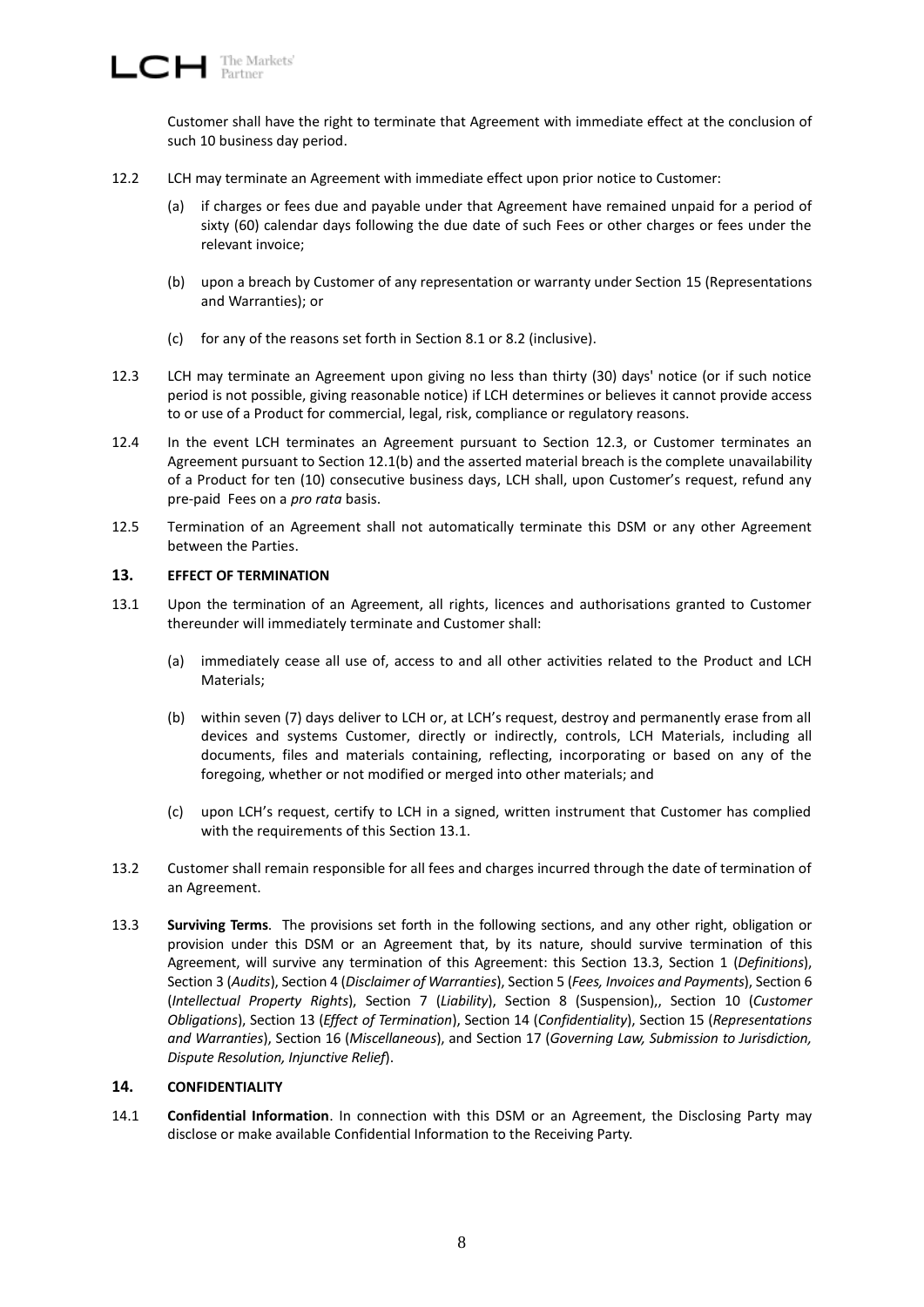Customer shall have the right to terminate that Agreement with immediate effect at the conclusion of such 10 business day period.

12.2 LCH may terminate an Agreement with immediate effect upon prior notice to Customer:

(a) if charges or fees due and payable under that Agreement have remained unpaid for a period of sixty (60) calendar days following the due date of such Fees or other charges or fees under the relevant invoice;

(b) upon a breach by Customer of any representation or warranty under Section 15 (Representations and Warranties); or

(c) for any of the reasons set forth in Section 8.1 or 8.2 (inclusive).

12.3 LCH may terminate an Agreement upon giving no less than thirty (30) days' notice (or if such notice period is not possible, giving reasonable notice) if LCH determines or believes it cannot provide access to or use of a Product for commercial, legal, risk, compliance or regulatory reasons.

12.4 In the event LCH terminates an Agreement pursuant to Section 12.3, or Customer terminates an Agreement pursuant to Section 12.1(b) and the asserted material breach is the complete unavailability of a Product for ten (10) consecutive business days, LCH shall, upon Customer's request, refund any pre-paid Fees on a *pro rata* basis.

12.5 Termination of an Agreement shall not automatically terminate this DSM or any other Agreement between the Parties.

## 13. EFFECT OF TERMINATION

13.1 Upon the termination of an Agreement, all rights, licences and authorisations granted to Customer thereunder will immediately terminate and Customer shall:

(a) immediately cease all use of, access to and all other activities related to the Product and LCH Materials;

(b) within seven (7) days deliver to LCH or, at LCH's request, destroy and permanently erase from all devices and systems Customer, directly or indirectly, controls, LCH Materials, including all documents, files and materials containing, reflecting, incorporating or based on any of the foregoing, whether or not modified or merged into other materials; and

(c) upon LCH's request, certify to LCH in a signed, written instrument that Customer has complied with the requirements of this Section 13.1.

13.2 Customer shall remain responsible for all fees and charges incurred through the date of termination of an Agreement.

13.3 **Surviving Terms**. The provisions set forth in the following sections, and any other right, obligation or provision under this DSM or an Agreement that, by its nature, should survive termination of this Agreement, will survive any termination of this Agreement: this Section 13.3, Section 1 (*Definitions*), Section 3 (*Audits*), Section 4 (*Disclaimer of Warranties*), Section 5 (*Fees, Invoices and Payments*), Section 6 (*Intellectual Property Rights*), Section 7 (*Liability*), Section 8 (Suspension),, Section 10 (*Customer Obligations*), Section 13 (*Effect of Termination*), Section 14 (*Confidentiality*), Section 15 (*Representations and Warranties*), Section 16 (*Miscellaneous*), and Section 17 (*Governing Law, Submission to Jurisdiction, Dispute Resolution, Injunctive Relief*).

## 14. CONFIDENTIALITY

14.1 **Confidential Information**. In connection with this DSM or an Agreement, the Disclosing Party may disclose or make available Confidential Information to the Receiving Party.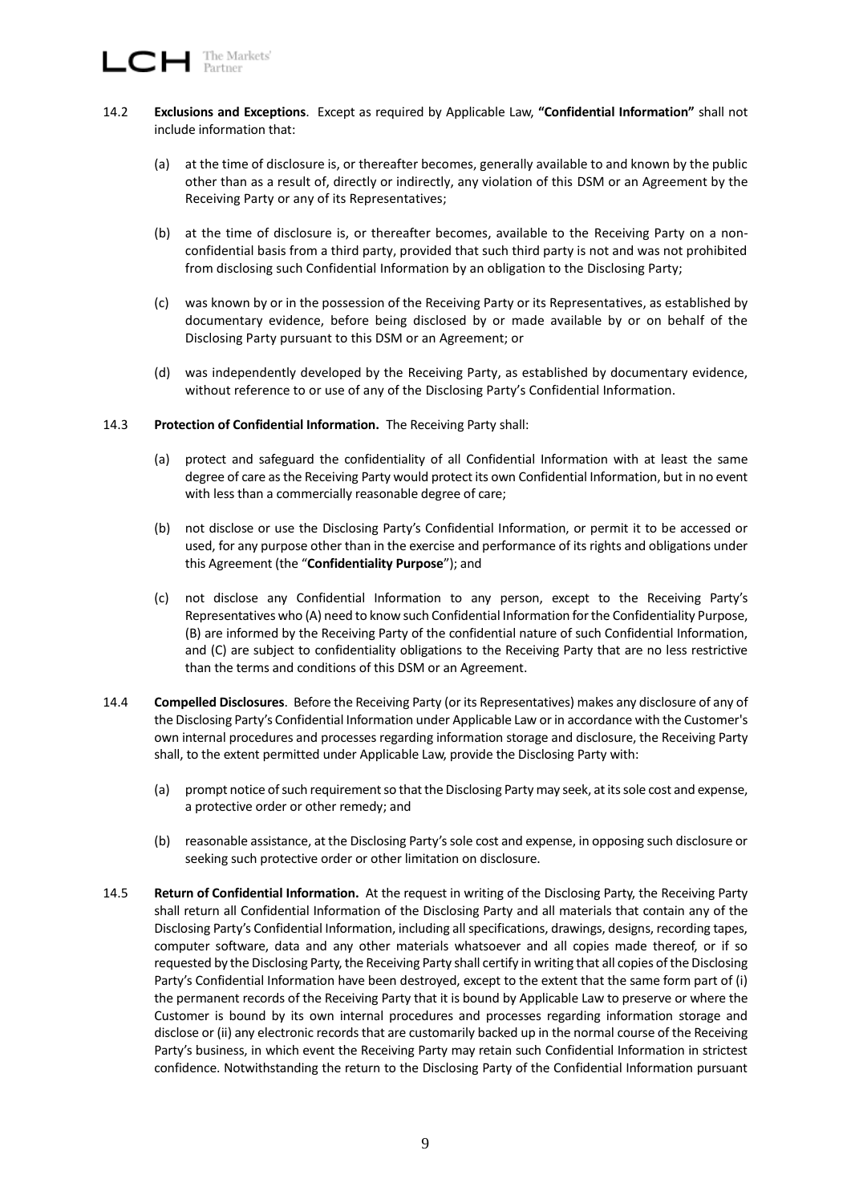14.2 **Exclusions and Exceptions**. Except as required by Applicable Law, **"Confidential Information"** shall not include information that:

(a) at the time of disclosure is, or thereafter becomes, generally available to and known by the public other than as a result of, directly or indirectly, any violation of this DSM or an Agreement by the Receiving Party or any of its Representatives;

(b) at the time of disclosure is, or thereafter becomes, available to the Receiving Party on a non-confidential basis from a third party, provided that such third party is not and was not prohibited from disclosing such Confidential Information by an obligation to the Disclosing Party;

(c) was known by or in the possession of the Receiving Party or its Representatives, as established by documentary evidence, before being disclosed by or made available by or on behalf of the Disclosing Party pursuant to this DSM or an Agreement; or

(d) was independently developed by the Receiving Party, as established by documentary evidence, without reference to or use of any of the Disclosing Party's Confidential Information.

14.3 **Protection of Confidential Information.** The Receiving Party shall:

(a) protect and safeguard the confidentiality of all Confidential Information with at least the same degree of care as the Receiving Party would protect its own Confidential Information, but in no event with less than a commercially reasonable degree of care;

(b) not disclose or use the Disclosing Party's Confidential Information, or permit it to be accessed or used, for any purpose other than in the exercise and performance of its rights and obligations under this Agreement (the "**Confidentiality Purpose**"); and

(c) not disclose any Confidential Information to any person, except to the Receiving Party's Representatives who (A) need to know such Confidential Information for the Confidentiality Purpose, (B) are informed by the Receiving Party of the confidential nature of such Confidential Information, and (C) are subject to confidentiality obligations to the Receiving Party that are no less restrictive than the terms and conditions of this DSM or an Agreement.

14.4 **Compelled Disclosures**. Before the Receiving Party (or its Representatives) makes any disclosure of any of the Disclosing Party's Confidential Information under Applicable Law or in accordance with the Customer's own internal procedures and processes regarding information storage and disclosure, the Receiving Party shall, to the extent permitted under Applicable Law, provide the Disclosing Party with:

(a) prompt notice of such requirement so that the Disclosing Party may seek, at its sole cost and expense, a protective order or other remedy; and

(b) reasonable assistance, at the Disclosing Party's sole cost and expense, in opposing such disclosure or seeking such protective order or other limitation on disclosure.

14.5 **Return of Confidential Information.** At the request in writing of the Disclosing Party, the Receiving Party shall return all Confidential Information of the Disclosing Party and all materials that contain any of the Disclosing Party's Confidential Information, including all specifications, drawings, designs, recording tapes, computer software, data and any other materials whatsoever and all copies made thereof, or if so requested by the Disclosing Party, the Receiving Party shall certify in writing that all copies of the Disclosing Party's Confidential Information have been destroyed, except to the extent that the same form part of (i) the permanent records of the Receiving Party that it is bound by Applicable Law to preserve or where the Customer is bound by its own internal procedures and processes regarding information storage and disclose or (ii) any electronic records that are customarily backed up in the normal course of the Receiving Party's business, in which event the Receiving Party may retain such Confidential Information in strictest confidence. Notwithstanding the return to the Disclosing Party of the Confidential Information pursuant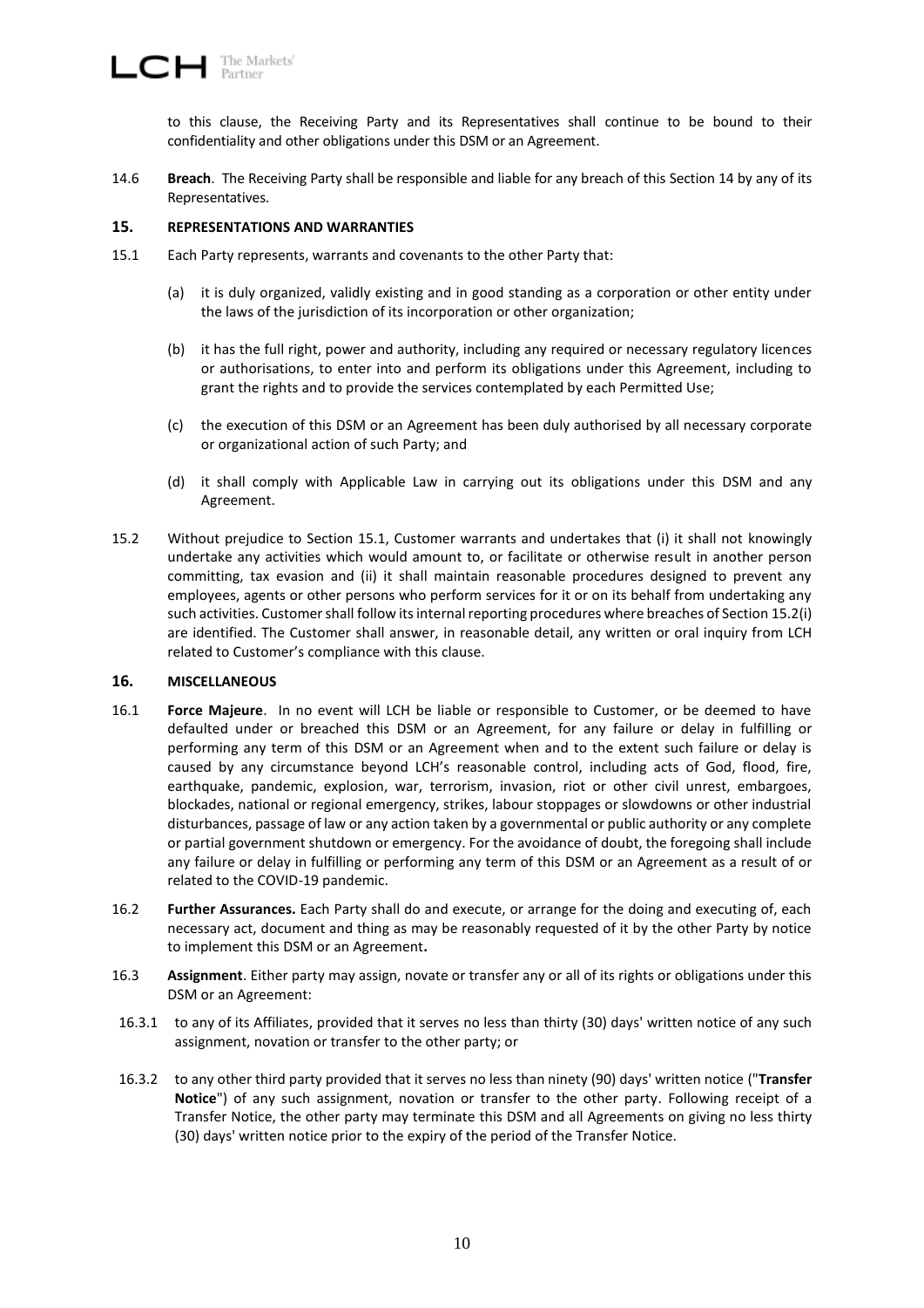to this clause, the Receiving Party and its Representatives shall continue to be bound to their confidentiality and other obligations under this DSM or an Agreement.

14.6 **Breach**. The Receiving Party shall be responsible and liable for any breach of this Section 14 by any of its Representatives.

## 15. REPRESENTATIONS AND WARRANTIES

15.1 Each Party represents, warrants and covenants to the other Party that:

(a) it is duly organized, validly existing and in good standing as a corporation or other entity under the laws of the jurisdiction of its incorporation or other organization;

(b) it has the full right, power and authority, including any required or necessary regulatory licences or authorisations, to enter into and perform its obligations under this Agreement, including to grant the rights and to provide the services contemplated by each Permitted Use;

(c) the execution of this DSM or an Agreement has been duly authorised by all necessary corporate or organizational action of such Party; and

(d) it shall comply with Applicable Law in carrying out its obligations under this DSM and any Agreement.

15.2 Without prejudice to Section 15.1, Customer warrants and undertakes that (i) it shall not knowingly undertake any activities which would amount to, or facilitate or otherwise result in another person committing, tax evasion and (ii) it shall maintain reasonable procedures designed to prevent any employees, agents or other persons who perform services for it or on its behalf from undertaking any such activities. Customer shall follow its internal reporting procedures where breaches of Section 15.2(i) are identified. The Customer shall answer, in reasonable detail, any written or oral inquiry from LCH related to Customer's compliance with this clause.

## 16. MISCELLANEOUS

16.1 **Force Majeure**. In no event will LCH be liable or responsible to Customer, or be deemed to have defaulted under or breached this DSM or an Agreement, for any failure or delay in fulfilling or performing any term of this DSM or an Agreement when and to the extent such failure or delay is caused by any circumstance beyond LCH's reasonable control, including acts of God, flood, fire, earthquake, pandemic, explosion, war, terrorism, invasion, riot or other civil unrest, embargoes, blockades, national or regional emergency, strikes, labour stoppages or slowdowns or other industrial disturbances, passage of law or any action taken by a governmental or public authority or any complete or partial government shutdown or emergency. For the avoidance of doubt, the foregoing shall include any failure or delay in fulfilling or performing any term of this DSM or an Agreement as a result of or related to the COVID-19 pandemic.

16.2 **Further Assurances.** Each Party shall do and execute, or arrange for the doing and executing of, each necessary act, document and thing as may be reasonably requested of it by the other Party by notice to implement this DSM or an Agreement**.**

16.3 **Assignment**. Either party may assign, novate or transfer any or all of its rights or obligations under this DSM or an Agreement:

16.3.1 to any of its Affiliates, provided that it serves no less than thirty (30) days' written notice of any such assignment, novation or transfer to the other party; or

16.3.2 to any other third party provided that it serves no less than ninety (90) days' written notice ("**Transfer Notice**") of any such assignment, novation or transfer to the other party. Following receipt of a Transfer Notice, the other party may terminate this DSM and all Agreements on giving no less thirty (30) days' written notice prior to the expiry of the period of the Transfer Notice.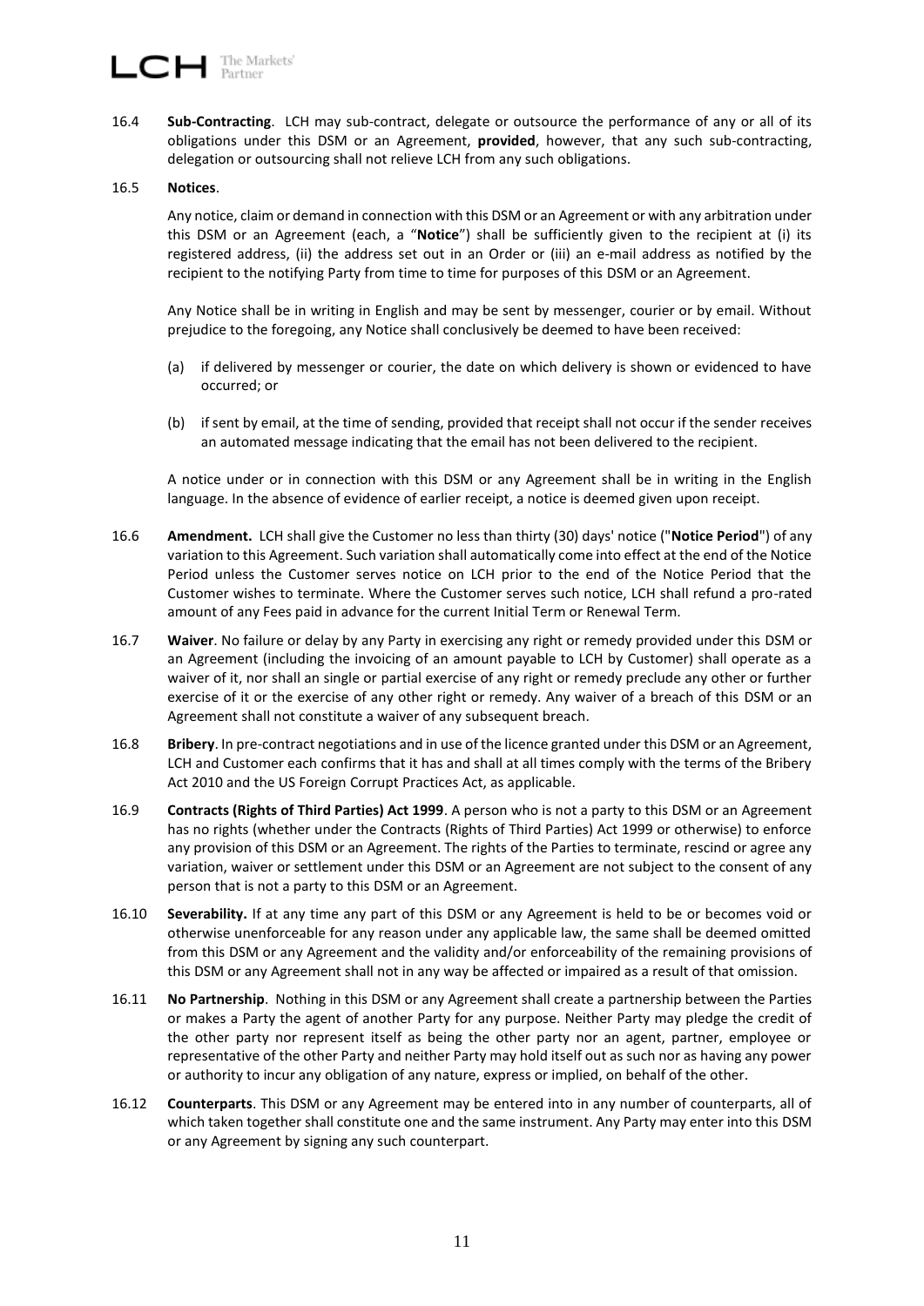16.4 **Sub-Contracting**. LCH may sub-contract, delegate or outsource the performance of any or all of its obligations under this DSM or an Agreement, **provided**, however, that any such sub-contracting, delegation or outsourcing shall not relieve LCH from any such obligations.

16.5 **Notices**.

Any notice, claim or demand in connection with this DSM or an Agreement or with any arbitration under this DSM or an Agreement (each, a "**Notice**") shall be sufficiently given to the recipient at (i) its registered address, (ii) the address set out in an Order or (iii) an e-mail address as notified by the recipient to the notifying Party from time to time for purposes of this DSM or an Agreement.

Any Notice shall be in writing in English and may be sent by messenger, courier or by email. Without prejudice to the foregoing, any Notice shall conclusively be deemed to have been received:

(a) if delivered by messenger or courier, the date on which delivery is shown or evidenced to have occurred; or

(b) if sent by email, at the time of sending, provided that receipt shall not occur if the sender receives an automated message indicating that the email has not been delivered to the recipient.

A notice under or in connection with this DSM or any Agreement shall be in writing in the English language. In the absence of evidence of earlier receipt, a notice is deemed given upon receipt.

16.6 **Amendment.** LCH shall give the Customer no less than thirty (30) days' notice ("**Notice Period**") of any variation to this Agreement. Such variation shall automatically come into effect at the end of the Notice Period unless the Customer serves notice on LCH prior to the end of the Notice Period that the Customer wishes to terminate. Where the Customer serves such notice, LCH shall refund a pro-rated amount of any Fees paid in advance for the current Initial Term or Renewal Term.

16.7 **Waiver**. No failure or delay by any Party in exercising any right or remedy provided under this DSM or an Agreement (including the invoicing of an amount payable to LCH by Customer) shall operate as a waiver of it, nor shall an single or partial exercise of any right or remedy preclude any other or further exercise of it or the exercise of any other right or remedy. Any waiver of a breach of this DSM or an Agreement shall not constitute a waiver of any subsequent breach.

16.8 **Bribery**. In pre-contract negotiations and in use of the licence granted under this DSM or an Agreement, LCH and Customer each confirms that it has and shall at all times comply with the terms of the Bribery Act 2010 and the US Foreign Corrupt Practices Act, as applicable.

16.9 **Contracts (Rights of Third Parties) Act 1999**. A person who is not a party to this DSM or an Agreement has no rights (whether under the Contracts (Rights of Third Parties) Act 1999 or otherwise) to enforce any provision of this DSM or an Agreement. The rights of the Parties to terminate, rescind or agree any variation, waiver or settlement under this DSM or an Agreement are not subject to the consent of any person that is not a party to this DSM or an Agreement.

16.10 **Severability.** If at any time any part of this DSM or any Agreement is held to be or becomes void or otherwise unenforceable for any reason under any applicable law, the same shall be deemed omitted from this DSM or any Agreement and the validity and/or enforceability of the remaining provisions of this DSM or any Agreement shall not in any way be affected or impaired as a result of that omission.

16.11 **No Partnership**. Nothing in this DSM or any Agreement shall create a partnership between the Parties or makes a Party the agent of another Party for any purpose. Neither Party may pledge the credit of the other party nor represent itself as being the other party nor an agent, partner, employee or representative of the other Party and neither Party may hold itself out as such nor as having any power or authority to incur any obligation of any nature, express or implied, on behalf of the other.

16.12 **Counterparts**. This DSM or any Agreement may be entered into in any number of counterparts, all of which taken together shall constitute one and the same instrument. Any Party may enter into this DSM or any Agreement by signing any such counterpart.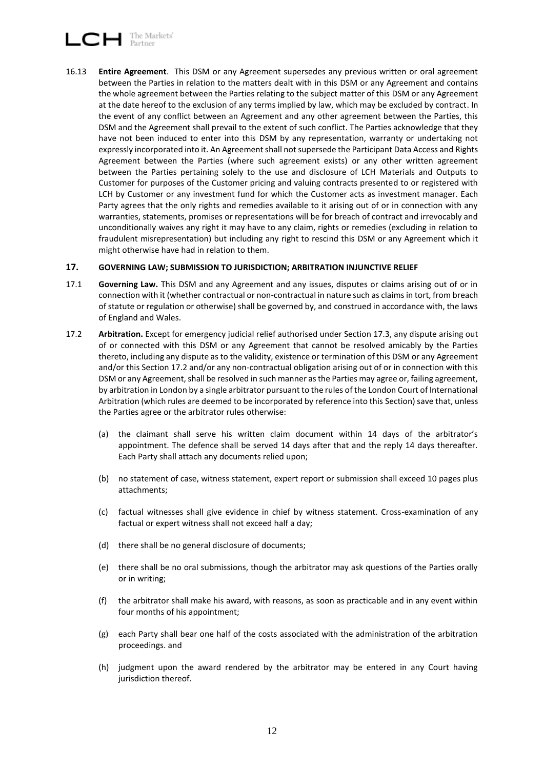16.13 **Entire Agreement**. This DSM or any Agreement supersedes any previous written or oral agreement between the Parties in relation to the matters dealt with in this DSM or any Agreement and contains the whole agreement between the Parties relating to the subject matter of this DSM or any Agreement at the date hereof to the exclusion of any terms implied by law, which may be excluded by contract. In the event of any conflict between an Agreement and any other agreement between the Parties, this DSM and the Agreement shall prevail to the extent of such conflict. The Parties acknowledge that they have not been induced to enter into this DSM by any representation, warranty or undertaking not expressly incorporated into it. An Agreement shall not supersede the Participant Data Access and Rights Agreement between the Parties (where such agreement exists) or any other written agreement between the Parties pertaining solely to the use and disclosure of LCH Materials and Outputs to Customer for purposes of the Customer pricing and valuing contracts presented to or registered with LCH by Customer or any investment fund for which the Customer acts as investment manager. Each Party agrees that the only rights and remedies available to it arising out of or in connection with any warranties, statements, promises or representations will be for breach of contract and irrevocably and unconditionally waives any right it may have to any claim, rights or remedies (excluding in relation to fraudulent misrepresentation) but including any right to rescind this DSM or any Agreement which it might otherwise have had in relation to them.

## 17. GOVERNING LAW; SUBMISSION TO JURISDICTION; ARBITRATION INJUNCTIVE RELIEF

17.1 **Governing Law.** This DSM and any Agreement and any issues, disputes or claims arising out of or in connection with it (whether contractual or non-contractual in nature such as claims in tort, from breach of statute or regulation or otherwise) shall be governed by, and construed in accordance with, the laws of England and Wales.

17.2 **Arbitration.** Except for emergency judicial relief authorised under Section 17.3, any dispute arising out of or connected with this DSM or any Agreement that cannot be resolved amicably by the Parties thereto, including any dispute as to the validity, existence or termination of this DSM or any Agreement and/or this Section 17.2 and/or any non-contractual obligation arising out of or in connection with this DSM or any Agreement, shall be resolved in such manner as the Parties may agree or, failing agreement, by arbitration in London by a single arbitrator pursuant to the rules of the London Court of International Arbitration (which rules are deemed to be incorporated by reference into this Section) save that, unless the Parties agree or the arbitrator rules otherwise:

(a) the claimant shall serve his written claim document within 14 days of the arbitrator's appointment. The defence shall be served 14 days after that and the reply 14 days thereafter. Each Party shall attach any documents relied upon;

(b) no statement of case, witness statement, expert report or submission shall exceed 10 pages plus attachments;

(c) factual witnesses shall give evidence in chief by witness statement. Cross-examination of any factual or expert witness shall not exceed half a day;

(d) there shall be no general disclosure of documents;

(e) there shall be no oral submissions, though the arbitrator may ask questions of the Parties orally or in writing;

(f) the arbitrator shall make his award, with reasons, as soon as practicable and in any event within four months of his appointment;

(g) each Party shall bear one half of the costs associated with the administration of the arbitration proceedings. and

(h) judgment upon the award rendered by the arbitrator may be entered in any Court having jurisdiction thereof.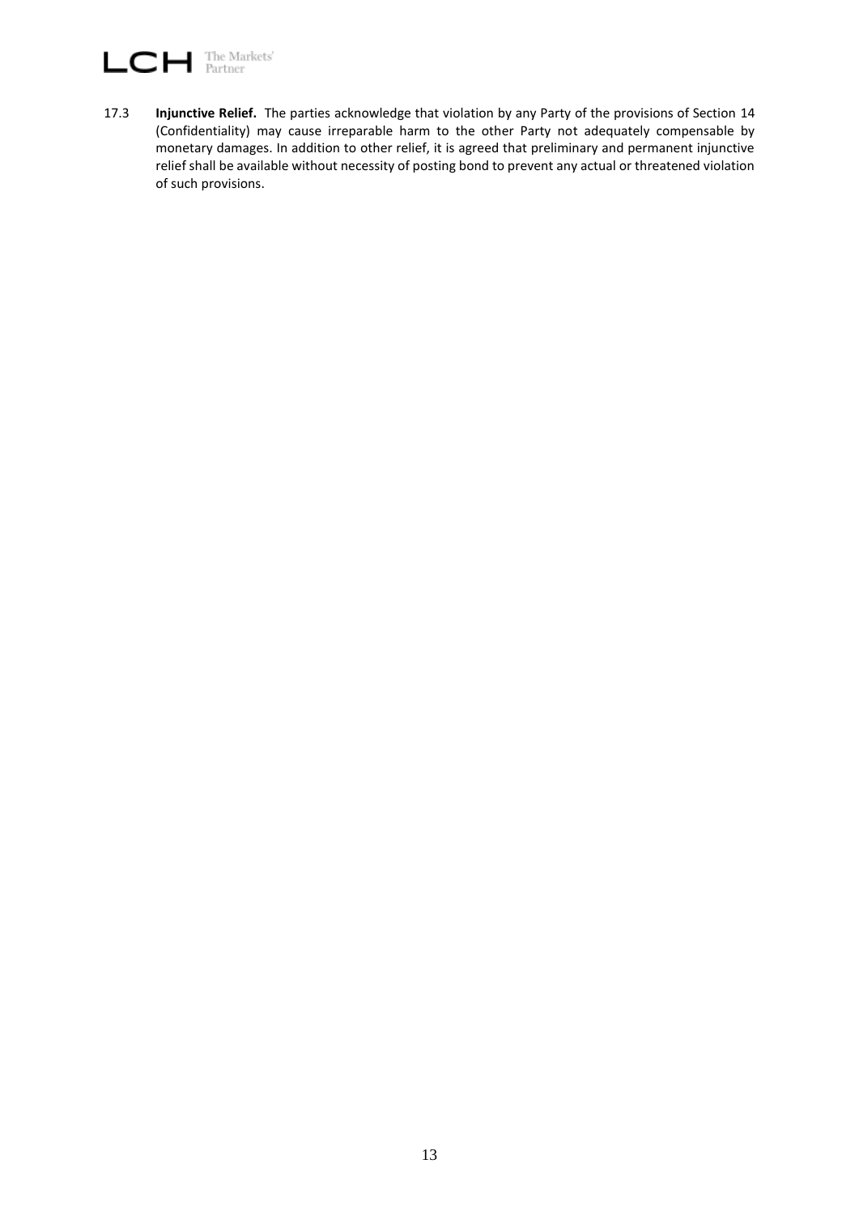17.3 **Injunctive Relief.** The parties acknowledge that violation by any Party of the provisions of Section 14 (Confidentiality) may cause irreparable harm to the other Party not adequately compensable by monetary damages. In addition to other relief, it is agreed that preliminary and permanent injunctive relief shall be available without necessity of posting bond to prevent any actual or threatened violation of such provisions.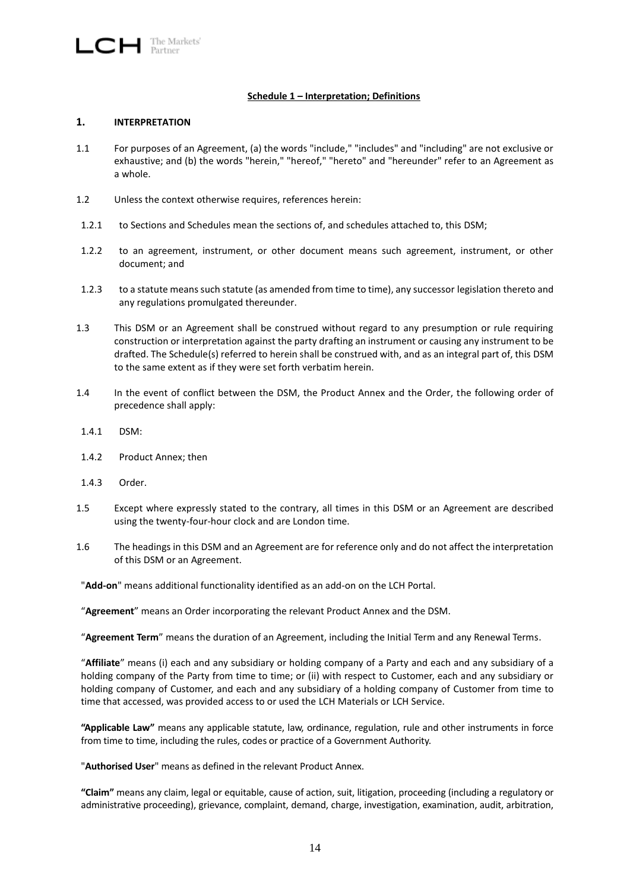**Schedule 1 – Interpretation; Definitions**

## 1. INTERPRETATION

1.1 For purposes of an Agreement, (a) the words "include," "includes" and "including" are not exclusive or exhaustive; and (b) the words "herein," "hereof," "hereto" and "hereunder" refer to an Agreement as a whole.

1.2 Unless the context otherwise requires, references herein:

1.2.1 to Sections and Schedules mean the sections of, and schedules attached to, this DSM;

1.2.2 to an agreement, instrument, or other document means such agreement, instrument, or other document; and

1.2.3 to a statute means such statute (as amended from time to time), any successor legislation thereto and any regulations promulgated thereunder.

1.3 This DSM or an Agreement shall be construed without regard to any presumption or rule requiring construction or interpretation against the party drafting an instrument or causing any instrument to be drafted. The Schedule(s) referred to herein shall be construed with, and as an integral part of, this DSM to the same extent as if they were set forth verbatim herein.

1.4 In the event of conflict between the DSM, the Product Annex and the Order, the following order of precedence shall apply:

1.4.1 DSM:

1.4.2 Product Annex; then

1.4.3 Order.

1.5 Except where expressly stated to the contrary, all times in this DSM or an Agreement are described using the twenty-four-hour clock and are London time.

1.6 The headings in this DSM and an Agreement are for reference only and do not affect the interpretation of this DSM or an Agreement.

"**Add-on**" means additional functionality identified as an add-on on the LCH Portal.

"**Agreement**" means an Order incorporating the relevant Product Annex and the DSM.

"**Agreement Term**" means the duration of an Agreement, including the Initial Term and any Renewal Terms.

"**Affiliate**" means (i) each and any subsidiary or holding company of a Party and each and any subsidiary of a holding company of the Party from time to time; or (ii) with respect to Customer, each and any subsidiary or holding company of Customer, and each and any subsidiary of a holding company of Customer from time to time that accessed, was provided access to or used the LCH Materials or LCH Service.

**"Applicable Law"** means any applicable statute, law, ordinance, regulation, rule and other instruments in force from time to time, including the rules, codes or practice of a Government Authority.

"**Authorised User**" means as defined in the relevant Product Annex.

**"Claim"** means any claim, legal or equitable, cause of action, suit, litigation, proceeding (including a regulatory or administrative proceeding), grievance, complaint, demand, charge, investigation, examination, audit, arbitration,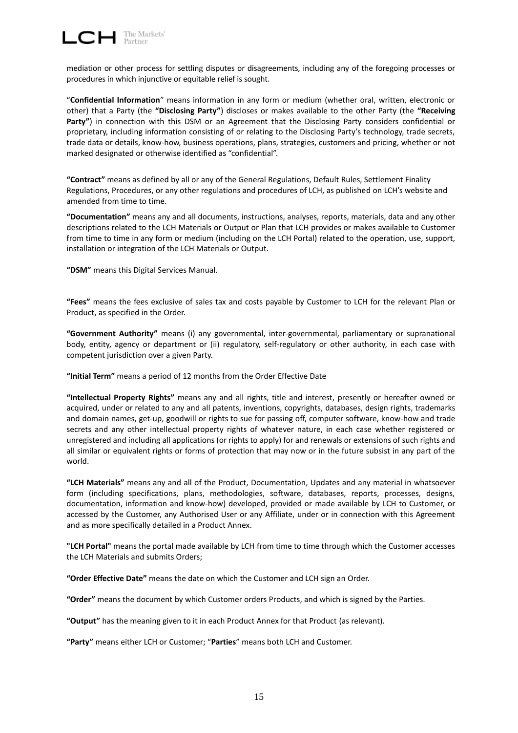mediation or other process for settling disputes or disagreements, including any of the foregoing processes or procedures in which injunctive or equitable relief is sought.

"**Confidential Information**" means information in any form or medium (whether oral, written, electronic or other) that a Party (the **"Disclosing Party"**) discloses or makes available to the other Party (the **"Receiving Party"**) in connection with this DSM or an Agreement that the Disclosing Party considers confidential or proprietary, including information consisting of or relating to the Disclosing Party's technology, trade secrets, trade data or details, know-how, business operations, plans, strategies, customers and pricing, whether or not marked designated or otherwise identified as "confidential".

**"Contract"** means as defined by all or any of the General Regulations, Default Rules, Settlement Finality Regulations, Procedures, or any other regulations and procedures of LCH, as published on LCH's website and amended from time to time.

**"Documentation"** means any and all documents, instructions, analyses, reports, materials, data and any other descriptions related to the LCH Materials or Output or Plan that LCH provides or makes available to Customer from time to time in any form or medium (including on the LCH Portal) related to the operation, use, support, installation or integration of the LCH Materials or Output.

**"DSM"** means this Digital Services Manual.

**"Fees"** means the fees exclusive of sales tax and costs payable by Customer to LCH for the relevant Plan or Product, as specified in the Order.

**"Government Authority"** means (i) any governmental, inter-governmental, parliamentary or supranational body, entity, agency or department or (ii) regulatory, self-regulatory or other authority, in each case with competent jurisdiction over a given Party.

**"Initial Term"** means a period of 12 months from the Order Effective Date

**"Intellectual Property Rights"** means any and all rights, title and interest, presently or hereafter owned or acquired, under or related to any and all patents, inventions, copyrights, databases, design rights, trademarks and domain names, get-up, goodwill or rights to sue for passing off, computer software, know-how and trade secrets and any other intellectual property rights of whatever nature, in each case whether registered or unregistered and including all applications (or rights to apply) for and renewals or extensions of such rights and all similar or equivalent rights or forms of protection that may now or in the future subsist in any part of the world.

**"LCH Materials"** means any and all of the Product, Documentation, Updates and any material in whatsoever form (including specifications, plans, methodologies, software, databases, reports, processes, designs, documentation, information and know-how) developed, provided or made available by LCH to Customer, or accessed by the Customer, any Authorised User or any Affiliate, under or in connection with this Agreement and as more specifically detailed in a Product Annex.

**"LCH Portal"** means the portal made available by LCH from time to time through which the Customer accesses the LCH Materials and submits Orders;

**"Order Effective Date"** means the date on which the Customer and LCH sign an Order.

**"Order"** means the document by which Customer orders Products, and which is signed by the Parties.

**"Output"** has the meaning given to it in each Product Annex for that Product (as relevant).

**"Party"** means either LCH or Customer; "**Parties**" means both LCH and Customer.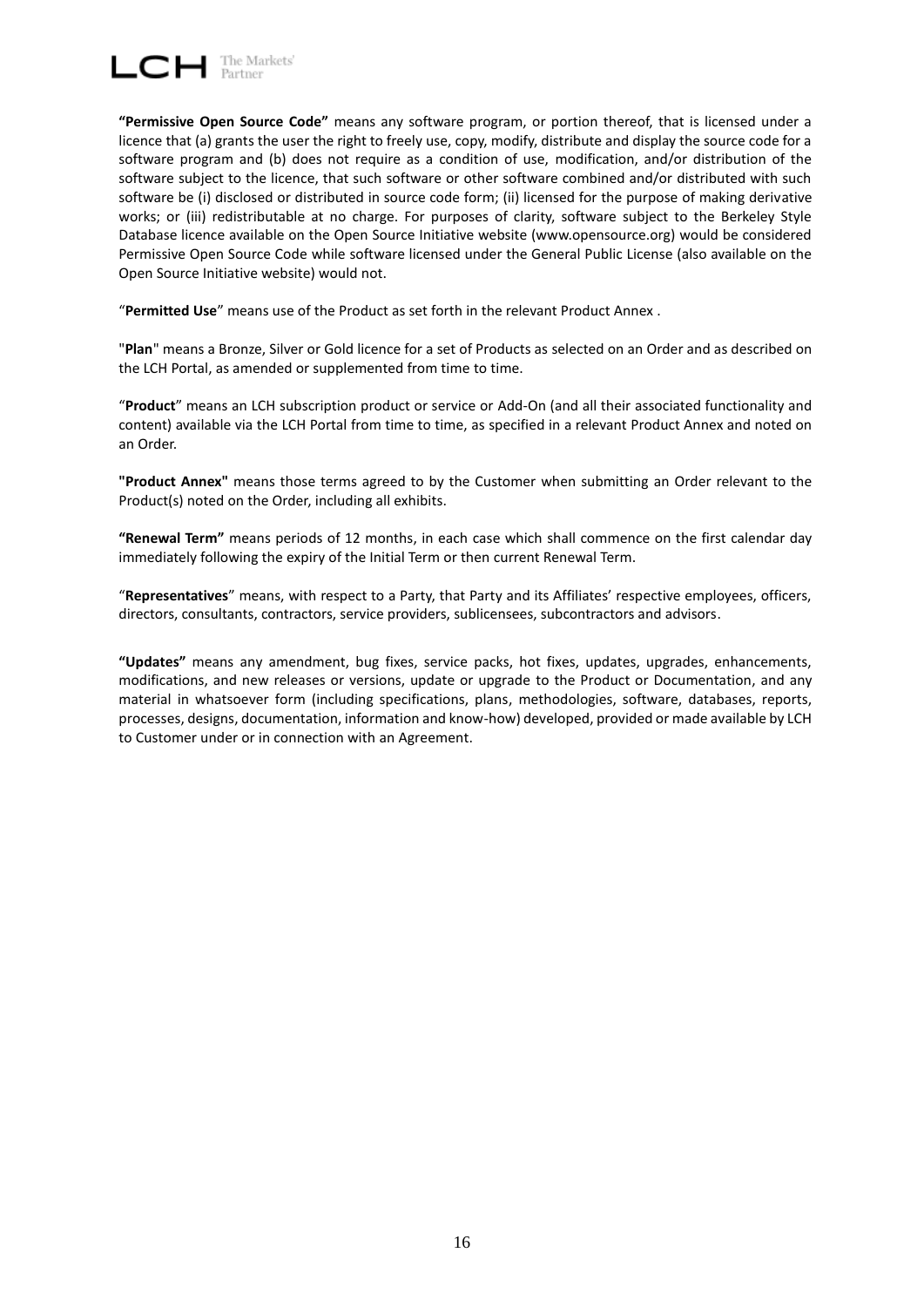**"Permissive Open Source Code"** means any software program, or portion thereof, that is licensed under a licence that (a) grants the user the right to freely use, copy, modify, distribute and display the source code for a software program and (b) does not require as a condition of use, modification, and/or distribution of the software subject to the licence, that such software or other software combined and/or distributed with such software be (i) disclosed or distributed in source code form; (ii) licensed for the purpose of making derivative works; or (iii) redistributable at no charge. For purposes of clarity, software subject to the Berkeley Style Database licence available on the Open Source Initiative website (www.opensource.org) would be considered Permissive Open Source Code while software licensed under the General Public License (also available on the Open Source Initiative website) would not.

"**Permitted Use**" means use of the Product as set forth in the relevant Product Annex .

"**Plan**" means a Bronze, Silver or Gold licence for a set of Products as selected on an Order and as described on the LCH Portal, as amended or supplemented from time to time.

"**Product**" means an LCH subscription product or service or Add-On (and all their associated functionality and content) available via the LCH Portal from time to time, as specified in a relevant Product Annex and noted on an Order.

**"Product Annex"** means those terms agreed to by the Customer when submitting an Order relevant to the Product(s) noted on the Order, including all exhibits.

**"Renewal Term"** means periods of 12 months, in each case which shall commence on the first calendar day immediately following the expiry of the Initial Term or then current Renewal Term.

"**Representatives**" means, with respect to a Party, that Party and its Affiliates' respective employees, officers, directors, consultants, contractors, service providers, sublicensees, subcontractors and advisors.

**"Updates"** means any amendment, bug fixes, service packs, hot fixes, updates, upgrades, enhancements, modifications, and new releases or versions, update or upgrade to the Product or Documentation, and any material in whatsoever form (including specifications, plans, methodologies, software, databases, reports, processes, designs, documentation, information and know-how) developed, provided or made available by LCH to Customer under or in connection with an Agreement.